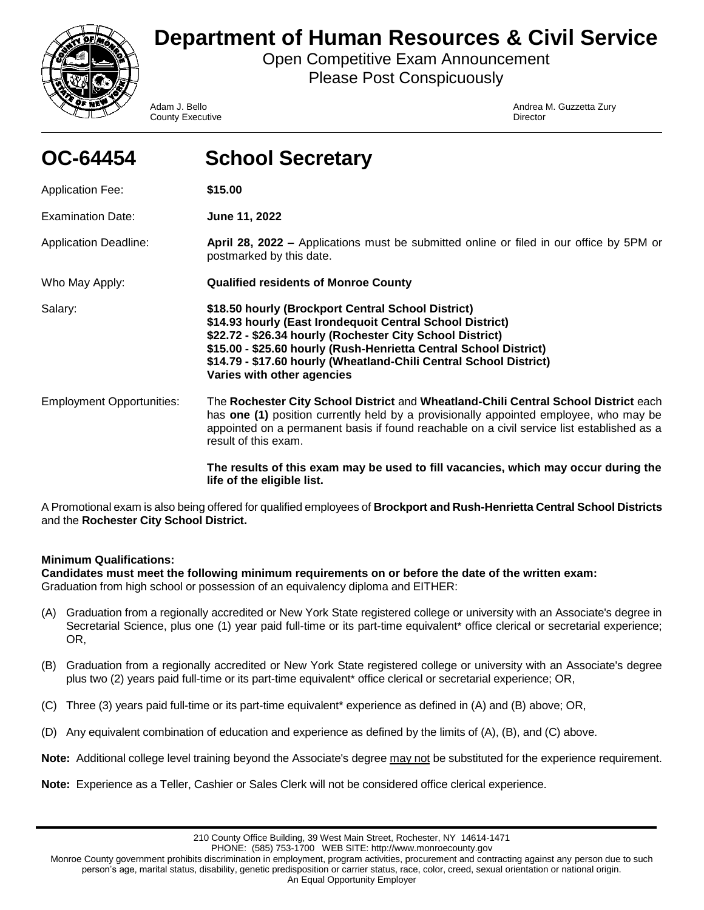# Department of Human Resources & Civil Service

Open Competitive Exam Announcement
Please Post Conspicuously

Adam J. Bello
County Executive

Andrea M. Guzzetta Zury
Director

## OC-64454 School Secretary

Application Fee: **$15.00**

Examination Date: **June 11, 2022**

Application Deadline: **April 28, 2022 –** Applications must be submitted online or filed in our office by 5PM or postmarked by this date.

Who May Apply: **Qualified residents of Monroe County**

Salary:
**$18.50 hourly (Brockport Central School District)**
**$14.93 hourly (East Irondequoit Central School District)**
**$22.72 - $26.34 hourly (Rochester City School District)**
**$15.00 - $25.60 hourly (Rush-Henrietta Central School District)**
**$14.79 - $17.60 hourly (Wheatland-Chili Central School District)**
**Varies with other agencies**

Employment Opportunities: The **Rochester City School District** and **Wheatland-Chili Central School District** each has **one (1)** position currently held by a provisionally appointed employee, who may be appointed on a permanent basis if found reachable on a civil service list established as a result of this exam.

**The results of this exam may be used to fill vacancies, which may occur during the life of the eligible list.**

A Promotional exam is also being offered for qualified employees of **Brockport and Rush-Henrietta Central School Districts** and the **Rochester City School District.**

**Minimum Qualifications:**
**Candidates must meet the following minimum requirements on or before the date of the written exam:**
Graduation from high school or possession of an equivalency diploma and EITHER:

(A) Graduation from a regionally accredited or New York State registered college or university with an Associate's degree in Secretarial Science, plus one (1) year paid full-time or its part-time equivalent* office clerical or secretarial experience; OR,

(B) Graduation from a regionally accredited or New York State registered college or university with an Associate's degree plus two (2) years paid full-time or its part-time equivalent* office clerical or secretarial experience; OR,

(C) Three (3) years paid full-time or its part-time equivalent* experience as defined in (A) and (B) above; OR,

(D) Any equivalent combination of education and experience as defined by the limits of (A), (B), and (C) above.

**Note:** Additional college level training beyond the Associate's degree may not be substituted for the experience requirement.

**Note:** Experience as a Teller, Cashier or Sales Clerk will not be considered office clerical experience.

210 County Office Building, 39 West Main Street, Rochester, NY 14614-1471
PHONE: (585) 753-1700 WEB SITE: http://www.monroecounty.gov
Monroe County government prohibits discrimination in employment, program activities, procurement and contracting against any person due to such person's age, marital status, disability, genetic predisposition or carrier status, race, color, creed, sexual orientation or national origin.
An Equal Opportunity Employer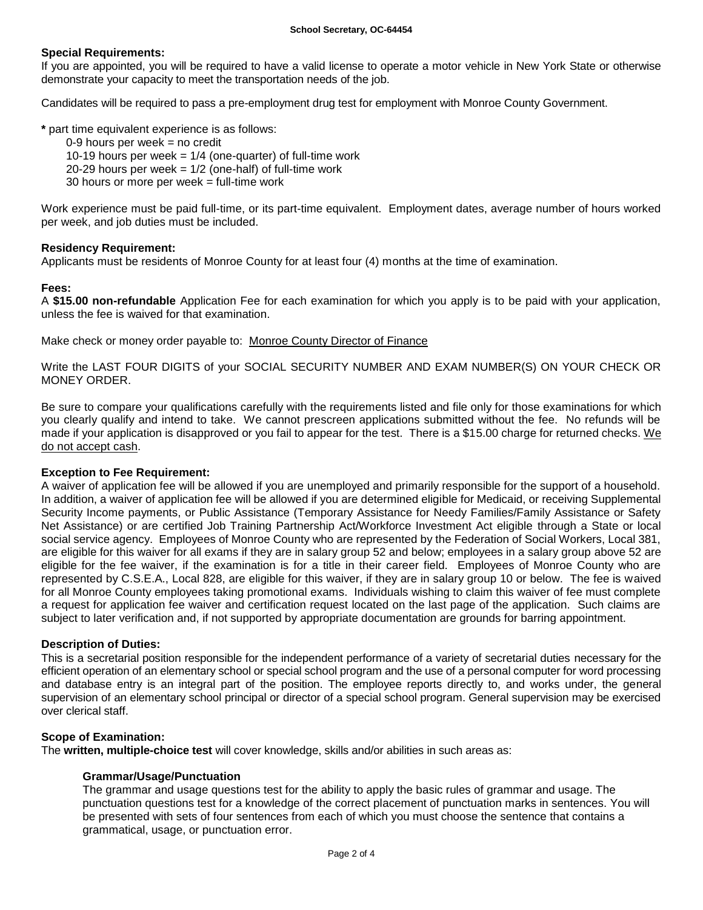**Special Requirements:**

If you are appointed, you will be required to have a valid license to operate a motor vehicle in New York State or otherwise demonstrate your capacity to meet the transportation needs of the job.

Candidates will be required to pass a pre-employment drug test for employment with Monroe County Government.

**\*** part time equivalent experience is as follows:

0-9 hours per week = no credit
10-19 hours per week = 1/4 (one-quarter) of full-time work
20-29 hours per week = 1/2 (one-half) of full-time work
30 hours or more per week = full-time work

Work experience must be paid full-time, or its part-time equivalent. Employment dates, average number of hours worked per week, and job duties must be included.

**Residency Requirement:**

Applicants must be residents of Monroe County for at least four (4) months at the time of examination.

**Fees:**

A **$15.00 non-refundable** Application Fee for each examination for which you apply is to be paid with your application, unless the fee is waived for that examination.

Make check or money order payable to: Monroe County Director of Finance

Write the LAST FOUR DIGITS of your SOCIAL SECURITY NUMBER AND EXAM NUMBER(S) ON YOUR CHECK OR MONEY ORDER.

Be sure to compare your qualifications carefully with the requirements listed and file only for those examinations for which you clearly qualify and intend to take. We cannot prescreen applications submitted without the fee. No refunds will be made if your application is disapproved or you fail to appear for the test. There is a $15.00 charge for returned checks. We do not accept cash.

**Exception to Fee Requirement:**

A waiver of application fee will be allowed if you are unemployed and primarily responsible for the support of a household. In addition, a waiver of application fee will be allowed if you are determined eligible for Medicaid, or receiving Supplemental Security Income payments, or Public Assistance (Temporary Assistance for Needy Families/Family Assistance or Safety Net Assistance) or are certified Job Training Partnership Act/Workforce Investment Act eligible through a State or local social service agency. Employees of Monroe County who are represented by the Federation of Social Workers, Local 381, are eligible for this waiver for all exams if they are in salary group 52 and below; employees in a salary group above 52 are eligible for the fee waiver, if the examination is for a title in their career field. Employees of Monroe County who are represented by C.S.E.A., Local 828, are eligible for this waiver, if they are in salary group 10 or below. The fee is waived for all Monroe County employees taking promotional exams. Individuals wishing to claim this waiver of fee must complete a request for application fee waiver and certification request located on the last page of the application. Such claims are subject to later verification and, if not supported by appropriate documentation are grounds for barring appointment.

**Description of Duties:**

This is a secretarial position responsible for the independent performance of a variety of secretarial duties necessary for the efficient operation of an elementary school or special school program and the use of a personal computer for word processing and database entry is an integral part of the position. The employee reports directly to, and works under, the general supervision of an elementary school principal or director of a special school program. General supervision may be exercised over clerical staff.

**Scope of Examination:**

The **written, multiple-choice test** will cover knowledge, skills and/or abilities in such areas as:

**Grammar/Usage/Punctuation**

The grammar and usage questions test for the ability to apply the basic rules of grammar and usage. The punctuation questions test for a knowledge of the correct placement of punctuation marks in sentences. You will be presented with sets of four sentences from each of which you must choose the sentence that contains a grammatical, usage, or punctuation error.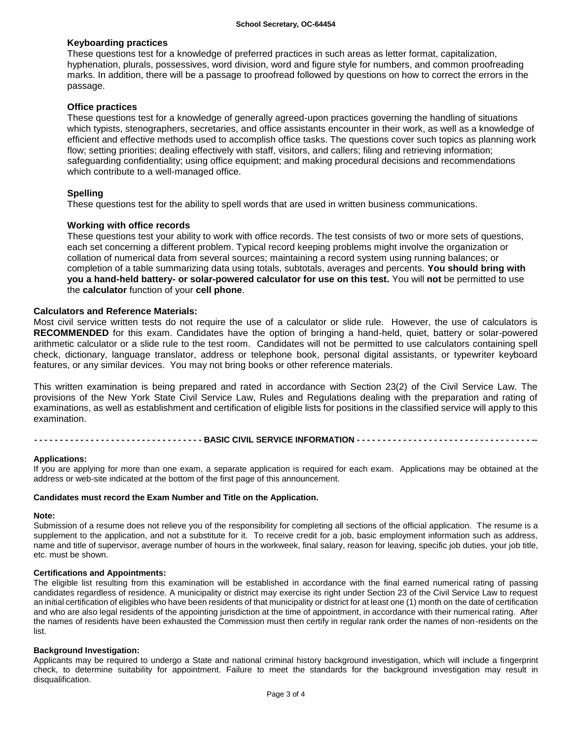### Keyboarding practices

These questions test for a knowledge of preferred practices in such areas as letter format, capitalization, hyphenation, plurals, possessives, word division, word and figure style for numbers, and common proofreading marks. In addition, there will be a passage to proofread followed by questions on how to correct the errors in the passage.

### Office practices

These questions test for a knowledge of generally agreed-upon practices governing the handling of situations which typists, stenographers, secretaries, and office assistants encounter in their work, as well as a knowledge of efficient and effective methods used to accomplish office tasks. The questions cover such topics as planning work flow; setting priorities; dealing effectively with staff, visitors, and callers; filing and retrieving information; safeguarding confidentiality; using office equipment; and making procedural decisions and recommendations which contribute to a well-managed office.

### Spelling

These questions test for the ability to spell words that are used in written business communications.

### Working with office records

These questions test your ability to work with office records. The test consists of two or more sets of questions, each set concerning a different problem. Typical record keeping problems might involve the organization or collation of numerical data from several sources; maintaining a record system using running balances; or completion of a table summarizing data using totals, subtotals, averages and percents. **You should bring with you a hand-held battery- or solar-powered calculator for use on this test.** You will **not** be permitted to use the **calculator** function of your **cell phone**.

## Calculators and Reference Materials:

Most civil service written tests do not require the use of a calculator or slide rule. However, the use of calculators is **RECOMMENDED** for this exam. Candidates have the option of bringing a hand-held, quiet, battery or solar-powered arithmetic calculator or a slide rule to the test room. Candidates will not be permitted to use calculators containing spell check, dictionary, language translator, address or telephone book, personal digital assistants, or typewriter keyboard features, or any similar devices. You may not bring books or other reference materials.

This written examination is being prepared and rated in accordance with Section 23(2) of the Civil Service Law. The provisions of the New York State Civil Service Law, Rules and Regulations dealing with the preparation and rating of examinations, as well as establishment and certification of eligible lists for positions in the classified service will apply to this examination.

## BASIC CIVIL SERVICE INFORMATION

**Applications:**

If you are applying for more than one exam, a separate application is required for each exam. Applications may be obtained at the address or web-site indicated at the bottom of the first page of this announcement.

**Candidates must record the Exam Number and Title on the Application.**

**Note:**

Submission of a resume does not relieve you of the responsibility for completing all sections of the official application. The resume is a supplement to the application, and not a substitute for it. To receive credit for a job, basic employment information such as address, name and title of supervisor, average number of hours in the workweek, final salary, reason for leaving, specific job duties, your job title, etc. must be shown.

**Certifications and Appointments:**

The eligible list resulting from this examination will be established in accordance with the final earned numerical rating of passing candidates regardless of residence. A municipality or district may exercise its right under Section 23 of the Civil Service Law to request an initial certification of eligibles who have been residents of that municipality or district for at least one (1) month on the date of certification and who are also legal residents of the appointing jurisdiction at the time of appointment, in accordance with their numerical rating. After the names of residents have been exhausted the Commission must then certify in regular rank order the names of non-residents on the list.

**Background Investigation:**

Applicants may be required to undergo a State and national criminal history background investigation, which will include a fingerprint check, to determine suitability for appointment. Failure to meet the standards for the background investigation may result in disqualification.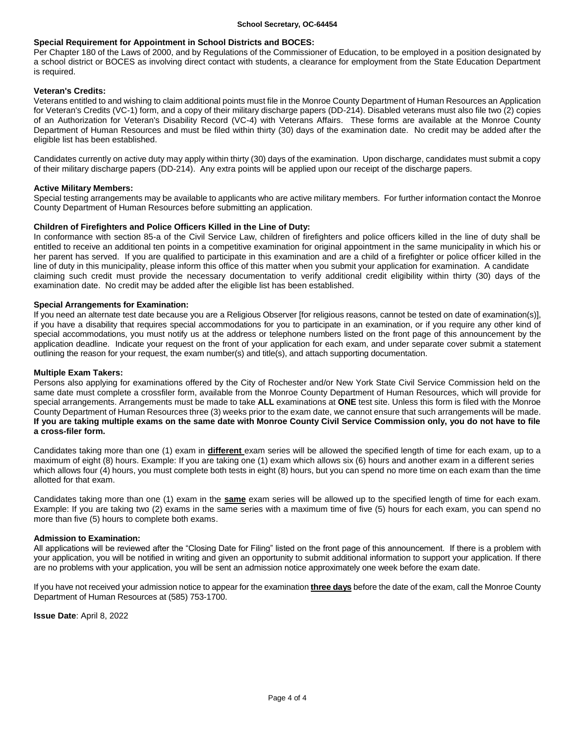**Special Requirement for Appointment in School Districts and BOCES:**
Per Chapter 180 of the Laws of 2000, and by Regulations of the Commissioner of Education, to be employed in a position designated by a school district or BOCES as involving direct contact with students, a clearance for employment from the State Education Department is required.

**Veteran's Credits:**
Veterans entitled to and wishing to claim additional points must file in the Monroe County Department of Human Resources an Application for Veteran's Credits (VC-1) form, and a copy of their military discharge papers (DD-214). Disabled veterans must also file two (2) copies of an Authorization for Veteran's Disability Record (VC-4) with Veterans Affairs. These forms are available at the Monroe County Department of Human Resources and must be filed within thirty (30) days of the examination date. No credit may be added after the eligible list has been established.

Candidates currently on active duty may apply within thirty (30) days of the examination. Upon discharge, candidates must submit a copy of their military discharge papers (DD-214). Any extra points will be applied upon our receipt of the discharge papers.

**Active Military Members:**
Special testing arrangements may be available to applicants who are active military members. For further information contact the Monroe County Department of Human Resources before submitting an application.

**Children of Firefighters and Police Officers Killed in the Line of Duty:**
In conformance with section 85-a of the Civil Service Law, children of firefighters and police officers killed in the line of duty shall be entitled to receive an additional ten points in a competitive examination for original appointment in the same municipality in which his or her parent has served. If you are qualified to participate in this examination and are a child of a firefighter or police officer killed in the line of duty in this municipality, please inform this office of this matter when you submit your application for examination. A candidate claiming such credit must provide the necessary documentation to verify additional credit eligibility within thirty (30) days of the examination date. No credit may be added after the eligible list has been established.

**Special Arrangements for Examination:**
If you need an alternate test date because you are a Religious Observer [for religious reasons, cannot be tested on date of examination(s)], if you have a disability that requires special accommodations for you to participate in an examination, or if you require any other kind of special accommodations, you must notify us at the address or telephone numbers listed on the front page of this announcement by the application deadline. Indicate your request on the front of your application for each exam, and under separate cover submit a statement outlining the reason for your request, the exam number(s) and title(s), and attach supporting documentation.

**Multiple Exam Takers:**
Persons also applying for examinations offered by the City of Rochester and/or New York State Civil Service Commission held on the same date must complete a crossfiler form, available from the Monroe County Department of Human Resources, which will provide for special arrangements. Arrangements must be made to take **ALL** examinations at **ONE** test site. Unless this form is filed with the Monroe County Department of Human Resources three (3) weeks prior to the exam date, we cannot ensure that such arrangements will be made. **If you are taking multiple exams on the same date with Monroe County Civil Service Commission only, you do not have to file a cross-filer form.**

Candidates taking more than one (1) exam in **different** exam series will be allowed the specified length of time for each exam, up to a maximum of eight (8) hours. Example: If you are taking one (1) exam which allows six (6) hours and another exam in a different series which allows four (4) hours, you must complete both tests in eight (8) hours, but you can spend no more time on each exam than the time allotted for that exam.

Candidates taking more than one (1) exam in the **same** exam series will be allowed up to the specified length of time for each exam. Example: If you are taking two (2) exams in the same series with a maximum time of five (5) hours for each exam, you can spend no more than five (5) hours to complete both exams.

**Admission to Examination:**
All applications will be reviewed after the "Closing Date for Filing" listed on the front page of this announcement. If there is a problem with your application, you will be notified in writing and given an opportunity to submit additional information to support your application. If there are no problems with your application, you will be sent an admission notice approximately one week before the exam date.

If you have not received your admission notice to appear for the examination **three days** before the date of the exam, call the Monroe County Department of Human Resources at (585) 753-1700.

**Issue Date**: April 8, 2022